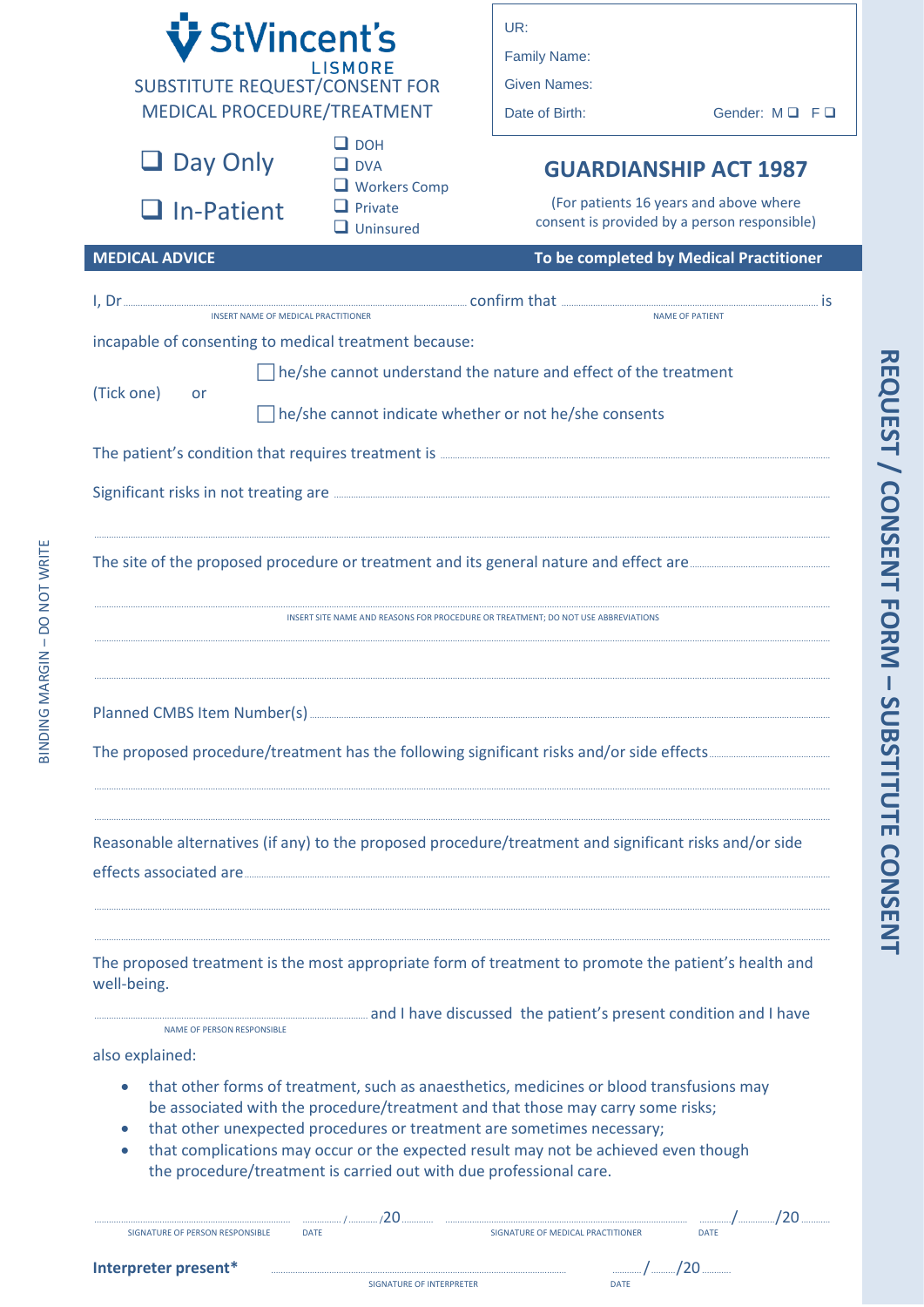# StVincent's LISMORE

SUBSTITUTE REQUEST/CONSENT FOR MEDICAL PROCEDURE/TREATMENT

❑ Day Only

❑ In-Patient

❑ DOH
❑ DVA
❑ Workers Comp
❑ Private
❑ Uninsured

UR:

Family Name:

Given Names:

Date of Birth: Gender: M ❑ F ❑

## GUARDIANSHIP ACT 1987

(For patients 16 years and above where consent is provided by a person responsible)

**MEDICAL ADVICE** **To be completed by Medical Practitioner**

I, Dr .............................................. confirm that .............................................. is
INSERT NAME OF MEDICAL PRACTITIONER NAME OF PATIENT

incapable of consenting to medical treatment because:

(Tick one) or

☐ he/she cannot understand the nature and effect of the treatment

☐ he/she cannot indicate whether or not he/she consents

The patient's condition that requires treatment is ..............................................

Significant risks in not treating are ..............................................

..............................................

The site of the proposed procedure or treatment and its general nature and effect are ..............................................

..............................................

INSERT SITE NAME AND REASONS FOR PROCEDURE OR TREATMENT; DO NOT USE ABBREVIATIONS

..............................................

..............................................

Planned CMBS Item Number(s) ..............................................

The proposed procedure/treatment has the following significant risks and/or side effects ..............................................

..............................................

..............................................

Reasonable alternatives (if any) to the proposed procedure/treatment and significant risks and/or side effects associated are ..............................................

..............................................

..............................................

The proposed treatment is the most appropriate form of treatment to promote the patient's health and well-being.

.............................................. and I have discussed the patient's present condition and I have
NAME OF PERSON RESPONSIBLE

also explained:

- that other forms of treatment, such as anaesthetics, medicines or blood transfusions may be associated with the procedure/treatment and that those may carry some risks;
- that other unexpected procedures or treatment are sometimes necessary;
- that complications may occur or the expected result may not be achieved even though the procedure/treatment is carried out with due professional care.

.............................................. ....../....../20...... .............................................. ....../....../20......
SIGNATURE OF PERSON RESPONSIBLE DATE SIGNATURE OF MEDICAL PRACTITIONER DATE

**Interpreter present*** .............................................. ....../....../20......
SIGNATURE OF INTERPRETER DATE

BINDING MARGIN – DO NOT WRITE

REQUEST / CONSENT FORM – SUBSTITUTE CONSENT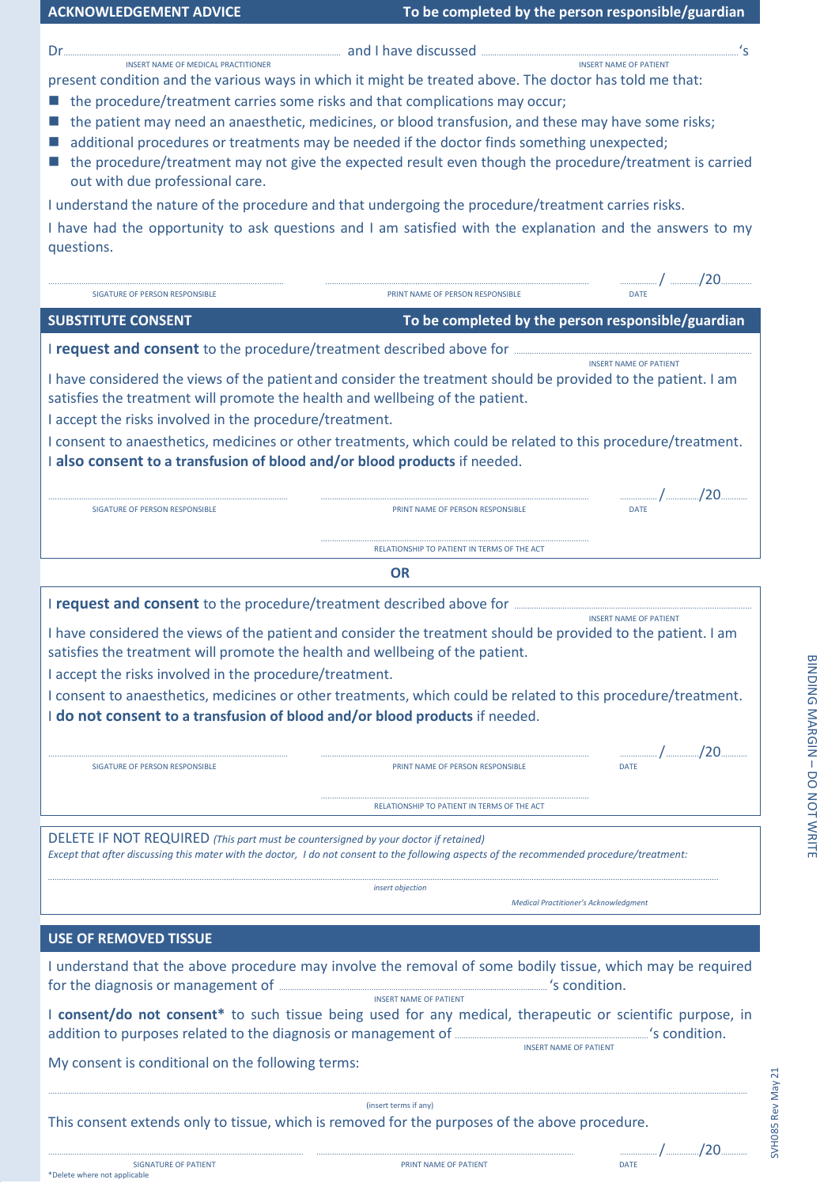## ACKNOWLEDGEMENT ADVICE — To be completed by the person responsible/guardian

Dr ............................................ and I have discussed ............................................'s
INSERT NAME OF MEDICAL PRACTITIONER — INSERT NAME OF PATIENT

present condition and the various ways in which it might be treated above. The doctor has told me that:

- the procedure/treatment carries some risks and that complications may occur;
- the patient may need an anaesthetic, medicines, or blood transfusion, and these may have some risks;
- additional procedures or treatments may be needed if the doctor finds something unexpected;
- the procedure/treatment may not give the expected result even though the procedure/treatment is carried out with due professional care.

I understand the nature of the procedure and that undergoing the procedure/treatment carries risks.

I have had the opportunity to ask questions and I am satisfied with the explanation and the answers to my questions.

............................................ ............................................ ........../........../20..........
SIGATURE OF PERSON RESPONSIBLE — PRINT NAME OF PERSON RESPONSIBLE — DATE

## SUBSTITUTE CONSENT — To be completed by the person responsible/guardian

I **request and consent** to the procedure/treatment described above for ............................................
INSERT NAME OF PATIENT

I have considered the views of the patient and consider the treatment should be provided to the patient. I am satisfies the treatment will promote the health and wellbeing of the patient.

I accept the risks involved in the procedure/treatment.

I consent to anaesthetics, medicines or other treatments, which could be related to this procedure/treatment. I **also consent to a transfusion of blood and/or blood products** if needed.

............................................ ............................................ ........../........../20..........
SIGATURE OF PERSON RESPONSIBLE — PRINT NAME OF PERSON RESPONSIBLE — DATE

............................................
RELATIONSHIP TO PATIENT IN TERMS OF THE ACT

**OR**

I **request and consent** to the procedure/treatment described above for ............................................
INSERT NAME OF PATIENT

I have considered the views of the patient and consider the treatment should be provided to the patient. I am satisfies the treatment will promote the health and wellbeing of the patient.

I accept the risks involved in the procedure/treatment.

I consent to anaesthetics, medicines or other treatments, which could be related to this procedure/treatment. I **do not consent to a transfusion of blood and/or blood products** if needed.

............................................ ............................................ ........../........../20..........
SIGATURE OF PERSON RESPONSIBLE — PRINT NAME OF PERSON RESPONSIBLE — DATE

............................................
RELATIONSHIP TO PATIENT IN TERMS OF THE ACT

DELETE IF NOT REQUIRED *(This part must be countersigned by your doctor if retained)*

*Except that after discussing this mater with the doctor, I do not consent to the following aspects of the recommended procedure/treatment:*

............................................
*insert objection*

*Medical Practitioner's Acknowledgment*

## USE OF REMOVED TISSUE

I understand that the above procedure may involve the removal of some bodily tissue, which may be required for the diagnosis or management of ............................................'s condition.
INSERT NAME OF PATIENT

I **consent/do not consent*** to such tissue being used for any medical, therapeutic or scientific purpose, in addition to purposes related to the diagnosis or management of ............................................'s condition.
INSERT NAME OF PATIENT

My consent is conditional on the following terms:

............................................
(insert terms if any)

This consent extends only to tissue, which is removed for the purposes of the above procedure.

............................................ ............................................ ........../........../20..........
SIGNATURE OF PATIENT — PRINT NAME OF PATIENT — DATE

*Delete where not applicable

BINDING MARGIN – DO NOT WRITE

SVH085 Rev May 21